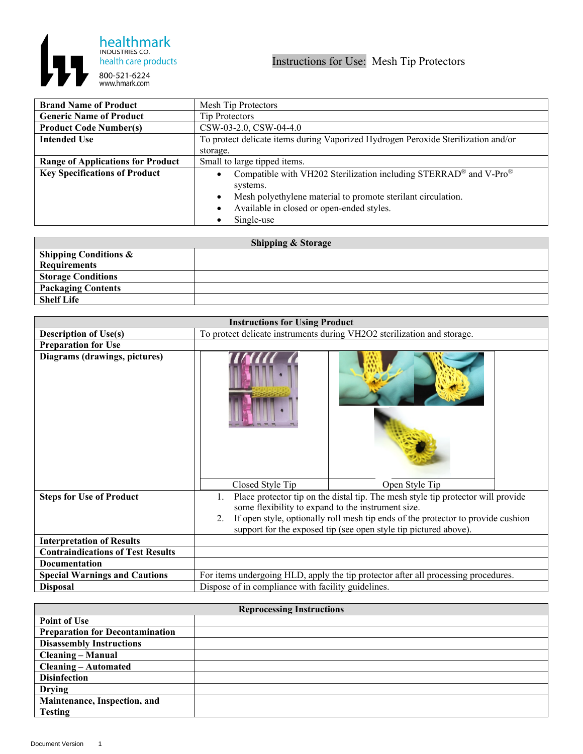healthmark
INDUSTRIES CO.
health care products
800-521-6224
www.hmark.com

# Instructions for Use: Mesh Tip Protectors

| | |
|---|---|
| **Brand Name of Product** | Mesh Tip Protectors |
| **Generic Name of Product** | Tip Protectors |
| **Product Code Number(s)** | CSW-03-2.0, CSW-04-4.0 |
| **Intended Use** | To protect delicate items during Vaporized Hydrogen Peroxide Sterilization and/or storage. |
| **Range of Applications for Product** | Small to large tipped items. |
| **Key Specifications of Product** | • Compatible with VH202 Sterilization including STERRAD® and V-Pro® systems.<br>• Mesh polyethylene material to promote sterilant circulation.<br>• Available in closed or open-ended styles.<br>• Single-use |

| Shipping & Storage | |
|---|---|
| **Shipping Conditions & Requirements** | |
| **Storage Conditions** | |
| **Packaging Contents** | |
| **Shelf Life** | |

| Instructions for Using Product | |
|---|---|
| **Description of Use(s)** | To protect delicate instruments during VH2O2 sterilization and storage. |
| **Preparation for Use** | |
| **Diagrams (drawings, pictures)** | Closed Style Tip / Open Style Tip |
| **Steps for Use of Product** | 1. Place protector tip on the distal tip. The mesh style tip protector will provide some flexibility to expand to the instrument size.<br>2. If open style, optionally roll mesh tip ends of the protector to provide cushion support for the exposed tip (see open style tip pictured above). |
| **Interpretation of Results** | |
| **Contraindications of Test Results** | |
| **Documentation** | |
| **Special Warnings and Cautions** | For items undergoing HLD, apply the tip protector after all processing procedures. |
| **Disposal** | Dispose of in compliance with facility guidelines. |

| Reprocessing Instructions | |
|---|---|
| **Point of Use** | |
| **Preparation for Decontamination** | |
| **Disassembly Instructions** | |
| **Cleaning – Manual** | |
| **Cleaning – Automated** | |
| **Disinfection** | |
| **Drying** | |
| **Maintenance, Inspection, and Testing** | |

Document Version 1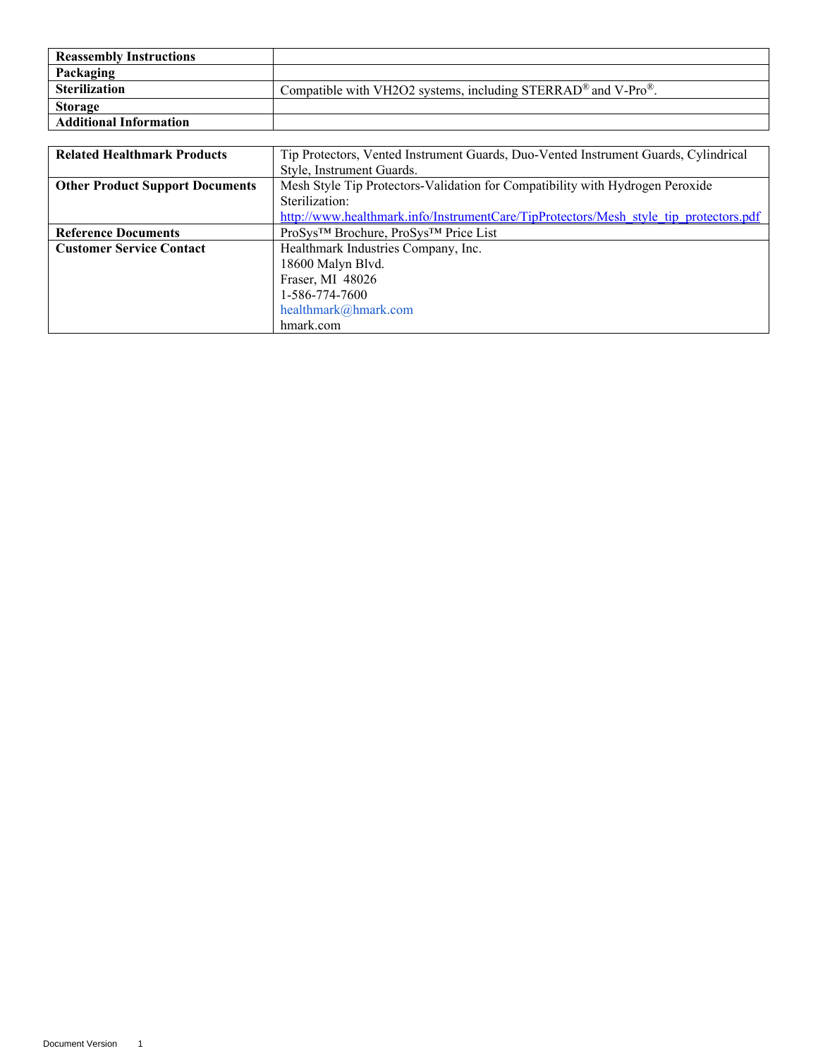| | |
|---|---|
| **Reassembly Instructions** | |
| **Packaging** | |
| **Sterilization** | Compatible with VH2O2 systems, including STERRAD® and V-Pro®. |
| **Storage** | |
| **Additional Information** | |

| | |
|---|---|
| **Related Healthmark Products** | Tip Protectors, Vented Instrument Guards, Duo-Vented Instrument Guards, Cylindrical Style, Instrument Guards. |
| **Other Product Support Documents** | Mesh Style Tip Protectors-Validation for Compatibility with Hydrogen Peroxide Sterilization: http://www.healthmark.info/InstrumentCare/TipProtectors/Mesh_style_tip_protectors.pdf |
| **Reference Documents** | ProSys™ Brochure, ProSys™ Price List |
| **Customer Service Contact** | Healthmark Industries Company, Inc.<br>18600 Malyn Blvd.<br>Fraser, MI 48026<br>1-586-774-7600<br>healthmark@hmark.com<br>hmark.com |

Document Version 1